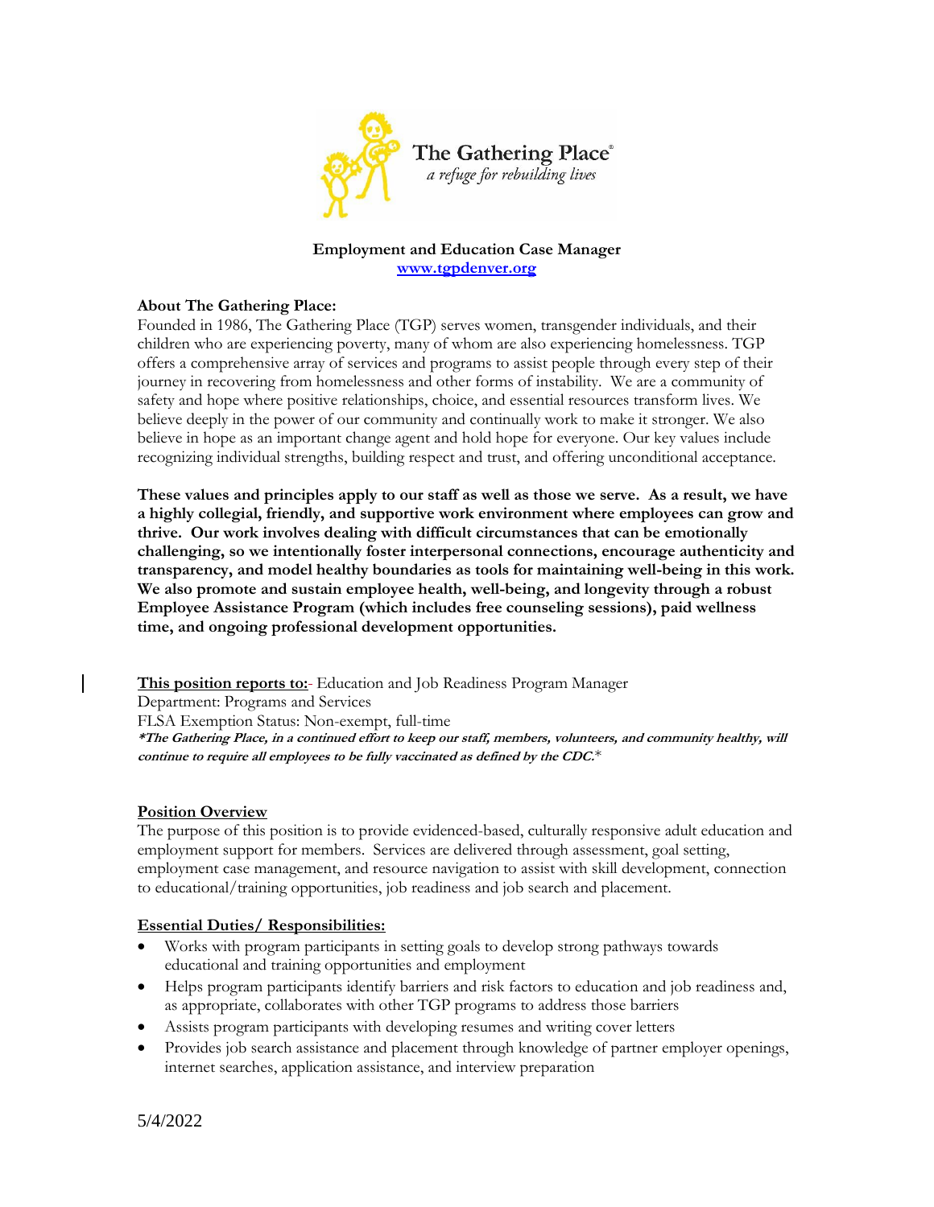The Gathering Place®
*a refuge for rebuilding lives*

**Employment and Education Case Manager**
[www.tgpdenver.org](http://www.tgpdenver.org)

**About The Gathering Place:**
Founded in 1986, The Gathering Place (TGP) serves women, transgender individuals, and their children who are experiencing poverty, many of whom are also experiencing homelessness. TGP offers a comprehensive array of services and programs to assist people through every step of their journey in recovering from homelessness and other forms of instability. We are a community of safety and hope where positive relationships, choice, and essential resources transform lives. We believe deeply in the power of our community and continually work to make it stronger. We also believe in hope as an important change agent and hold hope for everyone. Our key values include recognizing individual strengths, building respect and trust, and offering unconditional acceptance.

**These values and principles apply to our staff as well as those we serve. As a result, we have a highly collegial, friendly, and supportive work environment where employees can grow and thrive. Our work involves dealing with difficult circumstances that can be emotionally challenging, so we intentionally foster interpersonal connections, encourage authenticity and transparency, and model healthy boundaries as tools for maintaining well-being in this work. We also promote and sustain employee health, well-being, and longevity through a robust Employee Assistance Program (which includes free counseling sessions), paid wellness time, and ongoing professional development opportunities.**

**This position reports to:** Education and Job Readiness Program Manager
Department: Programs and Services
FLSA Exemption Status: Non-exempt, full-time
***The Gathering Place, in a continued effort to keep our staff, members, volunteers, and community healthy, will continue to require all employees to be fully vaccinated as defined by the CDC.***

**Position Overview**
The purpose of this position is to provide evidenced-based, culturally responsive adult education and employment support for members. Services are delivered through assessment, goal setting, employment case management, and resource navigation to assist with skill development, connection to educational/training opportunities, job readiness and job search and placement.

**Essential Duties/ Responsibilities:**

- Works with program participants in setting goals to develop strong pathways towards educational and training opportunities and employment
- Helps program participants identify barriers and risk factors to education and job readiness and, as appropriate, collaborates with other TGP programs to address those barriers
- Assists program participants with developing resumes and writing cover letters
- Provides job search assistance and placement through knowledge of partner employer openings, internet searches, application assistance, and interview preparation

5/4/2022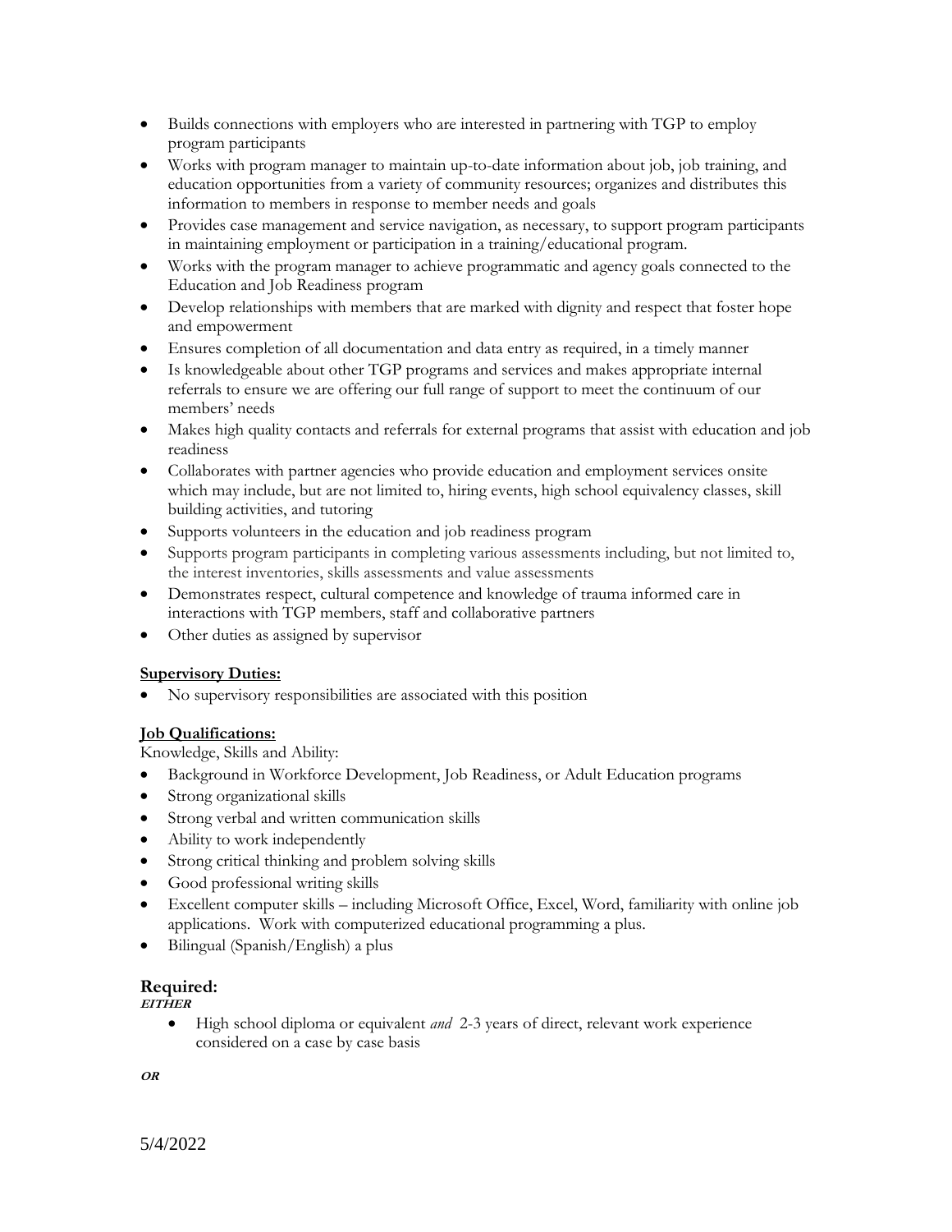- Builds connections with employers who are interested in partnering with TGP to employ program participants
- Works with program manager to maintain up-to-date information about job, job training, and education opportunities from a variety of community resources; organizes and distributes this information to members in response to member needs and goals
- Provides case management and service navigation, as necessary, to support program participants in maintaining employment or participation in a training/educational program.
- Works with the program manager to achieve programmatic and agency goals connected to the Education and Job Readiness program
- Develop relationships with members that are marked with dignity and respect that foster hope and empowerment
- Ensures completion of all documentation and data entry as required, in a timely manner
- Is knowledgeable about other TGP programs and services and makes appropriate internal referrals to ensure we are offering our full range of support to meet the continuum of our members' needs
- Makes high quality contacts and referrals for external programs that assist with education and job readiness
- Collaborates with partner agencies who provide education and employment services onsite which may include, but are not limited to, hiring events, high school equivalency classes, skill building activities, and tutoring
- Supports volunteers in the education and job readiness program
- Supports program participants in completing various assessments including, but not limited to, the interest inventories, skills assessments and value assessments
- Demonstrates respect, cultural competence and knowledge of trauma informed care in interactions with TGP members, staff and collaborative partners
- Other duties as assigned by supervisor

**Supervisory Duties:**

- No supervisory responsibilities are associated with this position

**Job Qualifications:**

Knowledge, Skills and Ability:

- Background in Workforce Development, Job Readiness, or Adult Education programs
- Strong organizational skills
- Strong verbal and written communication skills
- Ability to work independently
- Strong critical thinking and problem solving skills
- Good professional writing skills
- Excellent computer skills – including Microsoft Office, Excel, Word, familiarity with online job applications. Work with computerized educational programming a plus.
- Bilingual (Spanish/English) a plus

## Required:

***EITHER***

- High school diploma or equivalent *and* 2-3 years of direct, relevant work experience considered on a case by case basis

***OR***

5/4/2022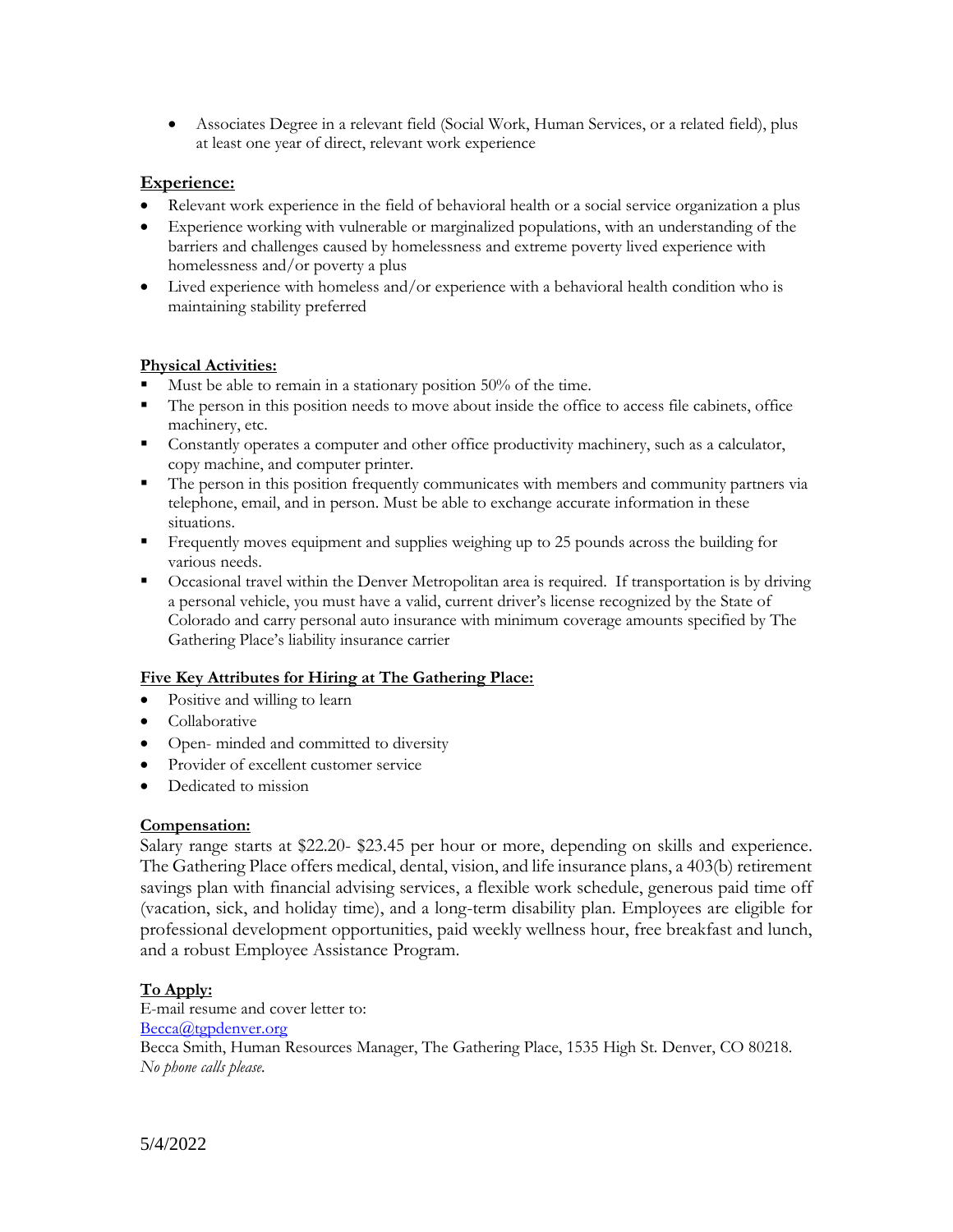- Associates Degree in a relevant field (Social Work, Human Services, or a related field), plus at least one year of direct, relevant work experience

**Experience:**

- Relevant work experience in the field of behavioral health or a social service organization a plus
- Experience working with vulnerable or marginalized populations, with an understanding of the barriers and challenges caused by homelessness and extreme poverty lived experience with homelessness and/or poverty a plus
- Lived experience with homeless and/or experience with a behavioral health condition who is maintaining stability preferred

**Physical Activities:**

- Must be able to remain in a stationary position 50% of the time.
- The person in this position needs to move about inside the office to access file cabinets, office machinery, etc.
- Constantly operates a computer and other office productivity machinery, such as a calculator, copy machine, and computer printer.
- The person in this position frequently communicates with members and community partners via telephone, email, and in person. Must be able to exchange accurate information in these situations.
- Frequently moves equipment and supplies weighing up to 25 pounds across the building for various needs.
- Occasional travel within the Denver Metropolitan area is required. If transportation is by driving a personal vehicle, you must have a valid, current driver's license recognized by the State of Colorado and carry personal auto insurance with minimum coverage amounts specified by The Gathering Place's liability insurance carrier

**Five Key Attributes for Hiring at The Gathering Place:**

- Positive and willing to learn
- Collaborative
- Open- minded and committed to diversity
- Provider of excellent customer service
- Dedicated to mission

**Compensation:**

Salary range starts at $22.20- $23.45 per hour or more, depending on skills and experience. The Gathering Place offers medical, dental, vision, and life insurance plans, a 403(b) retirement savings plan with financial advising services, a flexible work schedule, generous paid time off (vacation, sick, and holiday time), and a long-term disability plan. Employees are eligible for professional development opportunities, paid weekly wellness hour, free breakfast and lunch, and a robust Employee Assistance Program.

**To Apply:**

E-mail resume and cover letter to:
Becca@tgpdenver.org
Becca Smith, Human Resources Manager, The Gathering Place, 1535 High St. Denver, CO 80218.
*No phone calls please.*

5/4/2022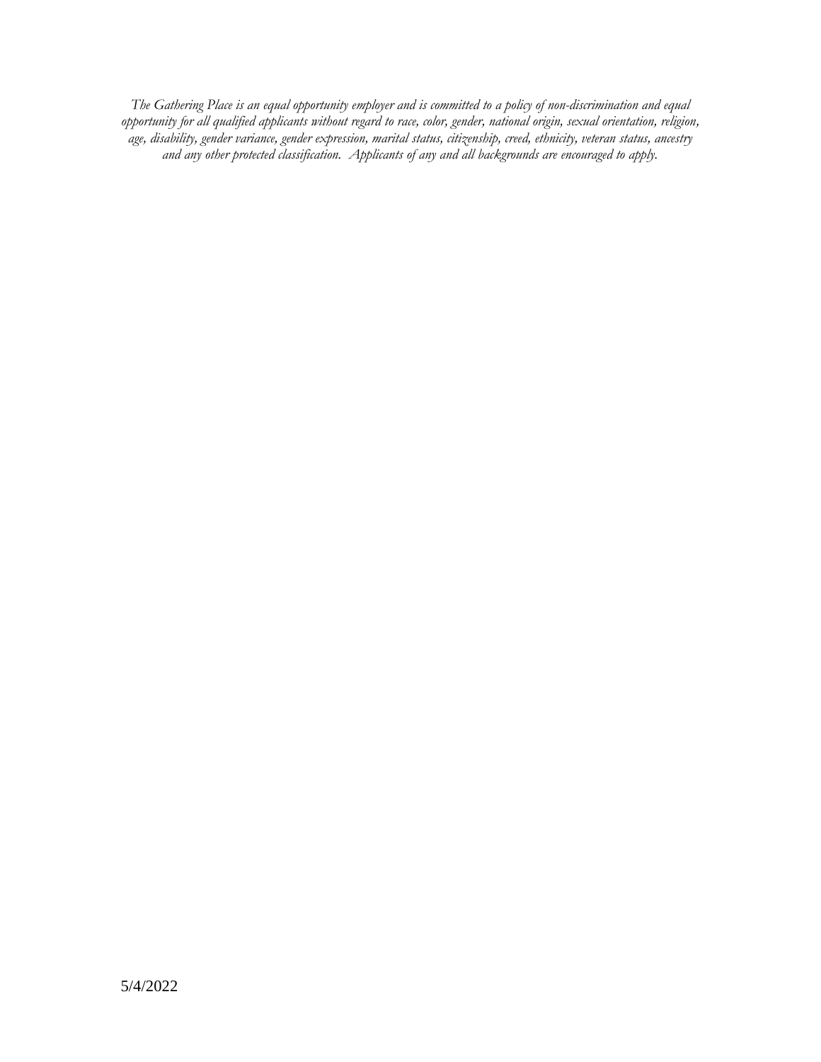*The Gathering Place is an equal opportunity employer and is committed to a policy of non-discrimination and equal opportunity for all qualified applicants without regard to race, color, gender, national origin, sexual orientation, religion, age, disability, gender variance, gender expression, marital status, citizenship, creed, ethnicity, veteran status, ancestry and any other protected classification. Applicants of any and all backgrounds are encouraged to apply.*

5/4/2022